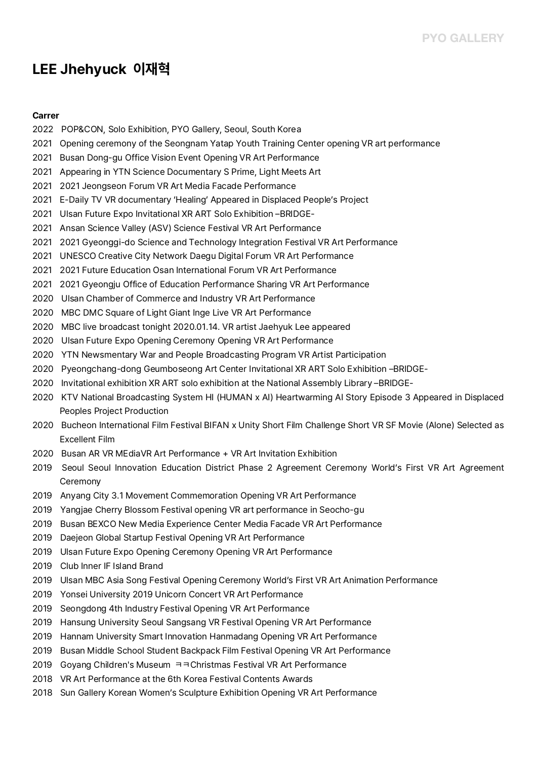# LEE Jhehyuck 이재혁

**Carrer**

2022 POP&CON, Solo Exhibition, PYO Gallery, Seoul, South Korea
2021 Opening ceremony of the Seongnam Yatap Youth Training Center opening VR art performance
2021 Busan Dong-gu Office Vision Event Opening VR Art Performance
2021 Appearing in YTN Science Documentary S Prime, Light Meets Art
2021 2021 Jeongseon Forum VR Art Media Facade Performance
2021 E-Daily TV VR documentary 'Healing' Appeared in Displaced People's Project
2021 Ulsan Future Expo Invitational XR ART Solo Exhibition –BRIDGE-
2021 Ansan Science Valley (ASV) Science Festival VR Art Performance
2021 2021 Gyeonggi-do Science and Technology Integration Festival VR Art Performance
2021 UNESCO Creative City Network Daegu Digital Forum VR Art Performance
2021 2021 Future Education Osan International Forum VR Art Performance
2021 2021 Gyeongju Office of Education Performance Sharing VR Art Performance
2020 Ulsan Chamber of Commerce and Industry VR Art Performance
2020 MBC DMC Square of Light Giant Inge Live VR Art Performance
2020 MBC live broadcast tonight 2020.01.14. VR artist Jaehyuk Lee appeared
2020 Ulsan Future Expo Opening Ceremony Opening VR Art Performance
2020 YTN Newsmentary War and People Broadcasting Program VR Artist Participation
2020 Pyeongchang-dong Geumboseong Art Center Invitational XR ART Solo Exhibition –BRIDGE-
2020 Invitational exhibition XR ART solo exhibition at the National Assembly Library –BRIDGE-
2020 KTV National Broadcasting System HI (HUMAN x AI) Heartwarming AI Story Episode 3 Appeared in Displaced Peoples Project Production
2020 Bucheon International Film Festival BIFAN x Unity Short Film Challenge Short VR SF Movie (Alone) Selected as Excellent Film
2020 Busan AR VR MEdiaVR Art Performance + VR Art Invitation Exhibition
2019 Seoul Seoul Innovation Education District Phase 2 Agreement Ceremony World's First VR Art Agreement Ceremony
2019 Anyang City 3.1 Movement Commemoration Opening VR Art Performance
2019 Yangjae Cherry Blossom Festival opening VR art performance in Seocho-gu
2019 Busan BEXCO New Media Experience Center Media Facade VR Art Performance
2019 Daejeon Global Startup Festival Opening VR Art Performance
2019 Ulsan Future Expo Opening Ceremony Opening VR Art Performance
2019 Club Inner IF Island Brand
2019 Ulsan MBC Asia Song Festival Opening Ceremony World's First VR Art Animation Performance
2019 Yonsei University 2019 Unicorn Concert VR Art Performance
2019 Seongdong 4th Industry Festival Opening VR Art Performance
2019 Hansung University Seoul Sangsang VR Festival Opening VR Art Performance
2019 Hannam University Smart Innovation Hanmadang Opening VR Art Performance
2019 Busan Middle School Student Backpack Film Festival Opening VR Art Performance
2019 Goyang Children's Museum ㅋㅋChristmas Festival VR Art Performance
2018 VR Art Performance at the 6th Korea Festival Contents Awards
2018 Sun Gallery Korean Women's Sculpture Exhibition Opening VR Art Performance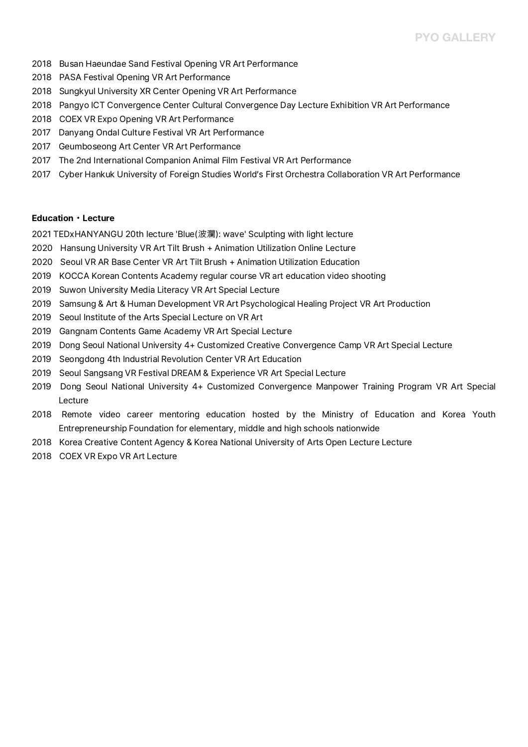2018 Busan Haeundae Sand Festival Opening VR Art Performance
2018 PASA Festival Opening VR Art Performance
2018 Sungkyul University XR Center Opening VR Art Performance
2018 Pangyo ICT Convergence Center Cultural Convergence Day Lecture Exhibition VR Art Performance
2018 COEX VR Expo Opening VR Art Performance
2017 Danyang Ondal Culture Festival VR Art Performance
2017 Geumboseong Art Center VR Art Performance
2017 The 2nd International Companion Animal Film Festival VR Art Performance
2017 Cyber Hankuk University of Foreign Studies World's First Orchestra Collaboration VR Art Performance

**Education・Lecture**

2021 TEDxHANYANGU 20th lecture 'Blue(波瀾): wave' Sculpting with light lecture
2020 Hansung University VR Art Tilt Brush + Animation Utilization Online Lecture
2020 Seoul VR AR Base Center VR Art Tilt Brush + Animation Utilization Education
2019 KOCCA Korean Contents Academy regular course VR art education video shooting
2019 Suwon University Media Literacy VR Art Special Lecture
2019 Samsung & Art & Human Development VR Art Psychological Healing Project VR Art Production
2019 Seoul Institute of the Arts Special Lecture on VR Art
2019 Gangnam Contents Game Academy VR Art Special Lecture
2019 Dong Seoul National University 4+ Customized Creative Convergence Camp VR Art Special Lecture
2019 Seongdong 4th Industrial Revolution Center VR Art Education
2019 Seoul Sangsang VR Festival DREAM & Experience VR Art Special Lecture
2019 Dong Seoul National University 4+ Customized Convergence Manpower Training Program VR Art Special Lecture
2018 Remote video career mentoring education hosted by the Ministry of Education and Korea Youth Entrepreneurship Foundation for elementary, middle and high schools nationwide
2018 Korea Creative Content Agency & Korea National University of Arts Open Lecture Lecture
2018 COEX VR Expo VR Art Lecture